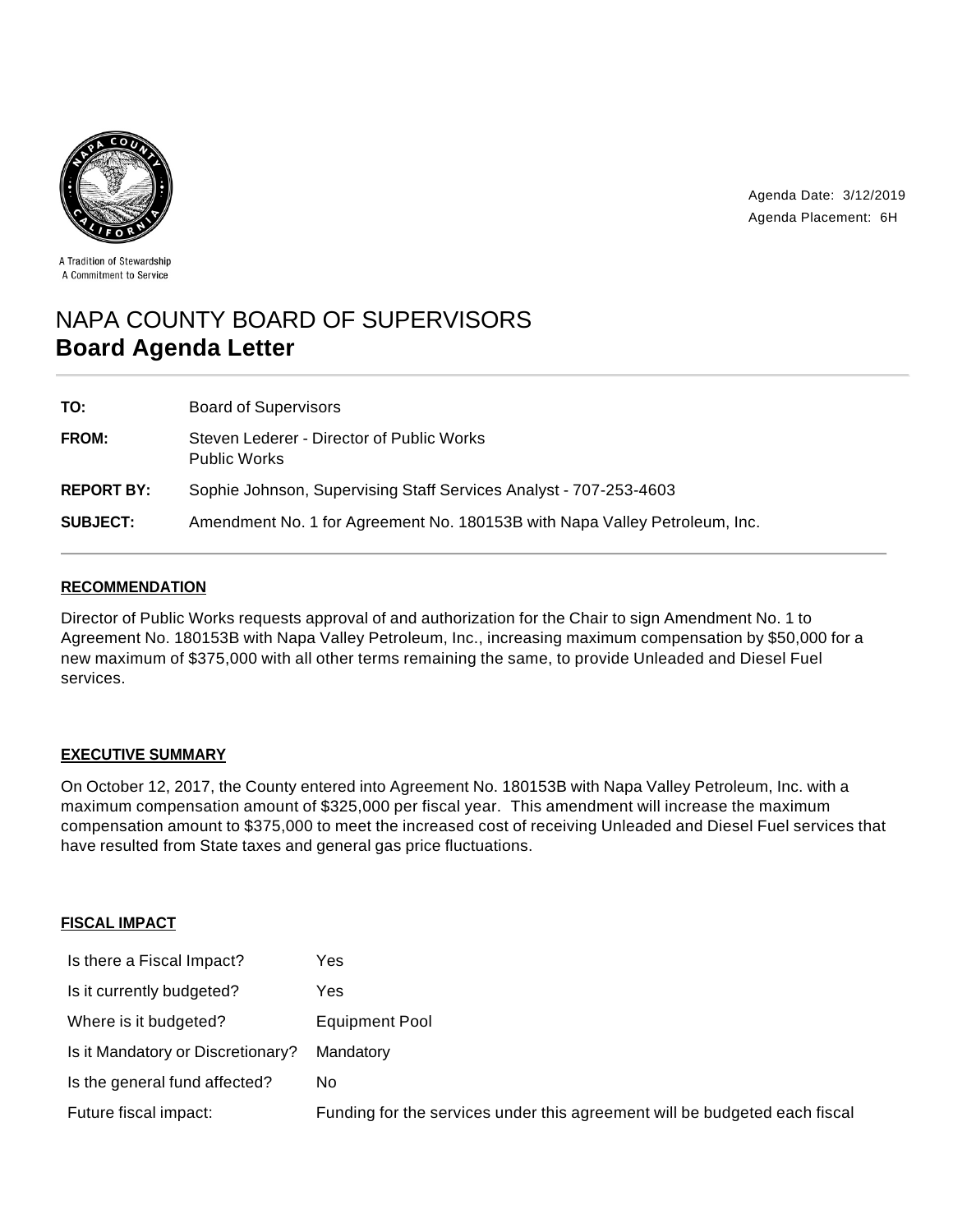A Tradition of Stewardship
A Commitment to Service

Agenda Date: 3/12/2019
Agenda Placement: 6H

# NAPA COUNTY BOARD OF SUPERVISORS
## Board Agenda Letter

| | |
|---|---|
| **TO:** | Board of Supervisors |
| **FROM:** | Steven Lederer - Director of Public Works<br>Public Works |
| **REPORT BY:** | Sophie Johnson, Supervising Staff Services Analyst - 707-253-4603 |
| **SUBJECT:** | Amendment No. 1 for Agreement No. 180153B with Napa Valley Petroleum, Inc. |

### RECOMMENDATION

Director of Public Works requests approval of and authorization for the Chair to sign Amendment No. 1 to Agreement No. 180153B with Napa Valley Petroleum, Inc., increasing maximum compensation by $50,000 for a new maximum of $375,000 with all other terms remaining the same, to provide Unleaded and Diesel Fuel services.

### EXECUTIVE SUMMARY

On October 12, 2017, the County entered into Agreement No. 180153B with Napa Valley Petroleum, Inc. with a maximum compensation amount of $325,000 per fiscal year. This amendment will increase the maximum compensation amount to $375,000 to meet the increased cost of receiving Unleaded and Diesel Fuel services that have resulted from State taxes and general gas price fluctuations.

### FISCAL IMPACT

| | |
|---|---|
| Is there a Fiscal Impact? | Yes |
| Is it currently budgeted? | Yes |
| Where is it budgeted? | Equipment Pool |
| Is it Mandatory or Discretionary? | Mandatory |
| Is the general fund affected? | No |
| Future fiscal impact: | Funding for the services under this agreement will be budgeted each fiscal |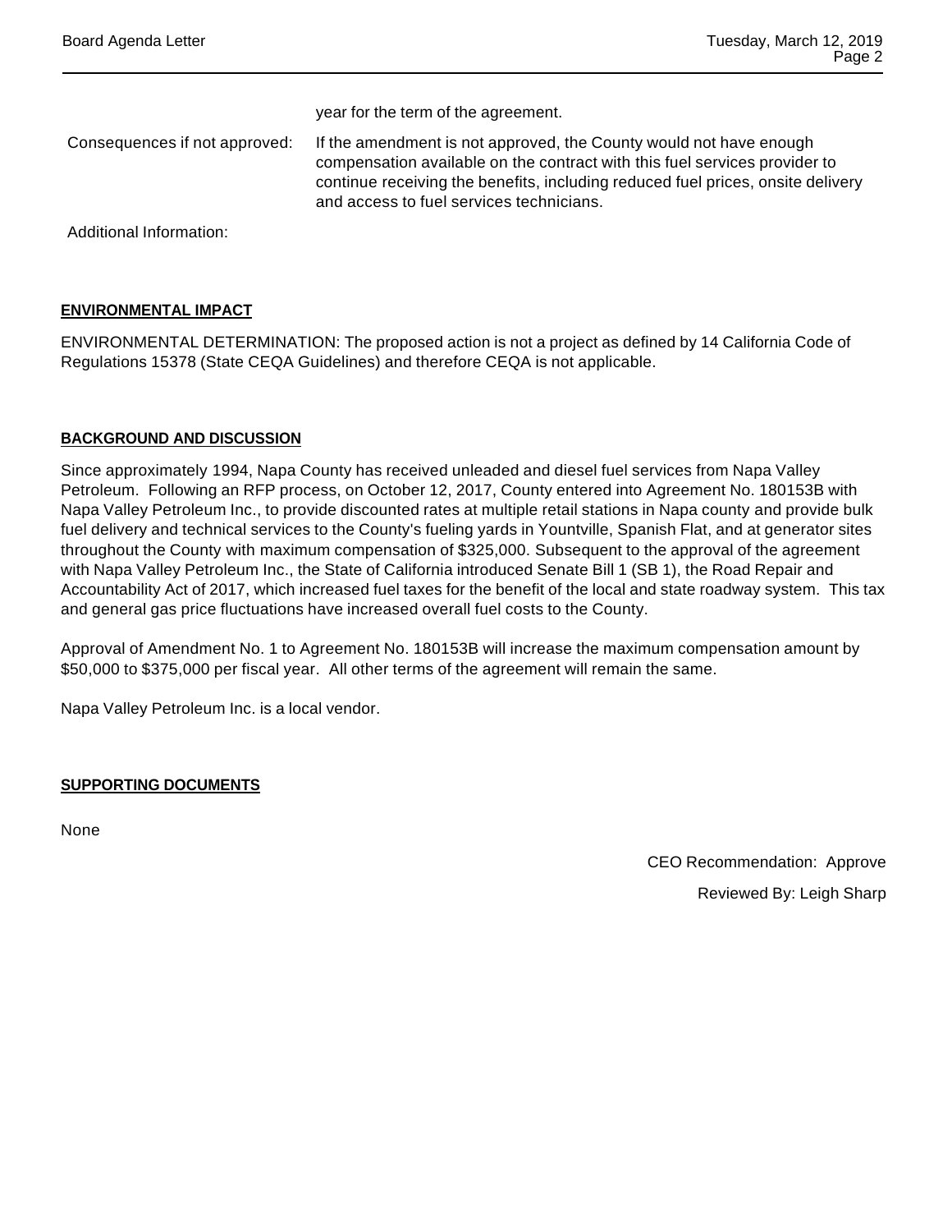year for the term of the agreement.

Consequences if not approved: If the amendment is not approved, the County would not have enough compensation available on the contract with this fuel services provider to continue receiving the benefits, including reduced fuel prices, onsite delivery and access to fuel services technicians.

Additional Information:

**ENVIRONMENTAL IMPACT**

ENVIRONMENTAL DETERMINATION: The proposed action is not a project as defined by 14 California Code of Regulations 15378 (State CEQA Guidelines) and therefore CEQA is not applicable.

**BACKGROUND AND DISCUSSION**

Since approximately 1994, Napa County has received unleaded and diesel fuel services from Napa Valley Petroleum. Following an RFP process, on October 12, 2017, County entered into Agreement No. 180153B with Napa Valley Petroleum Inc., to provide discounted rates at multiple retail stations in Napa county and provide bulk fuel delivery and technical services to the County's fueling yards in Yountville, Spanish Flat, and at generator sites throughout the County with maximum compensation of $325,000. Subsequent to the approval of the agreement with Napa Valley Petroleum Inc., the State of California introduced Senate Bill 1 (SB 1), the Road Repair and Accountability Act of 2017, which increased fuel taxes for the benefit of the local and state roadway system. This tax and general gas price fluctuations have increased overall fuel costs to the County.

Approval of Amendment No. 1 to Agreement No. 180153B will increase the maximum compensation amount by $50,000 to $375,000 per fiscal year. All other terms of the agreement will remain the same.

Napa Valley Petroleum Inc. is a local vendor.

**SUPPORTING DOCUMENTS**

None

CEO Recommendation: Approve

Reviewed By: Leigh Sharp